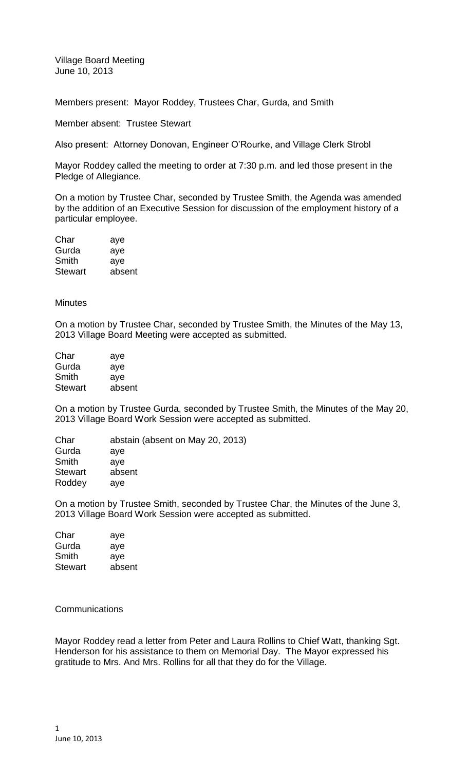Village Board Meeting
June 10, 2013

Members present: Mayor Roddey, Trustees Char, Gurda, and Smith

Member absent: Trustee Stewart

Also present: Attorney Donovan, Engineer O'Rourke, and Village Clerk Strobl

Mayor Roddey called the meeting to order at 7:30 p.m. and led those present in the Pledge of Allegiance.

On a motion by Trustee Char, seconded by Trustee Smith, the Agenda was amended by the addition of an Executive Session for discussion of the employment history of a particular employee.

| | |
|---|---|
| Char | aye |
| Gurda | aye |
| Smith | aye |
| Stewart | absent |

Minutes

On a motion by Trustee Char, seconded by Trustee Smith, the Minutes of the May 13, 2013 Village Board Meeting were accepted as submitted.

| | |
|---|---|
| Char | aye |
| Gurda | aye |
| Smith | aye |
| Stewart | absent |

On a motion by Trustee Gurda, seconded by Trustee Smith, the Minutes of the May 20, 2013 Village Board Work Session were accepted as submitted.

| | |
|---|---|
| Char | abstain (absent on May 20, 2013) |
| Gurda | aye |
| Smith | aye |
| Stewart | absent |
| Roddey | aye |

On a motion by Trustee Smith, seconded by Trustee Char, the Minutes of the June 3, 2013 Village Board Work Session were accepted as submitted.

| | |
|---|---|
| Char | aye |
| Gurda | aye |
| Smith | aye |
| Stewart | absent |

Communications

Mayor Roddey read a letter from Peter and Laura Rollins to Chief Watt, thanking Sgt. Henderson for his assistance to them on Memorial Day. The Mayor expressed his gratitude to Mrs. And Mrs. Rollins for all that they do for the Village.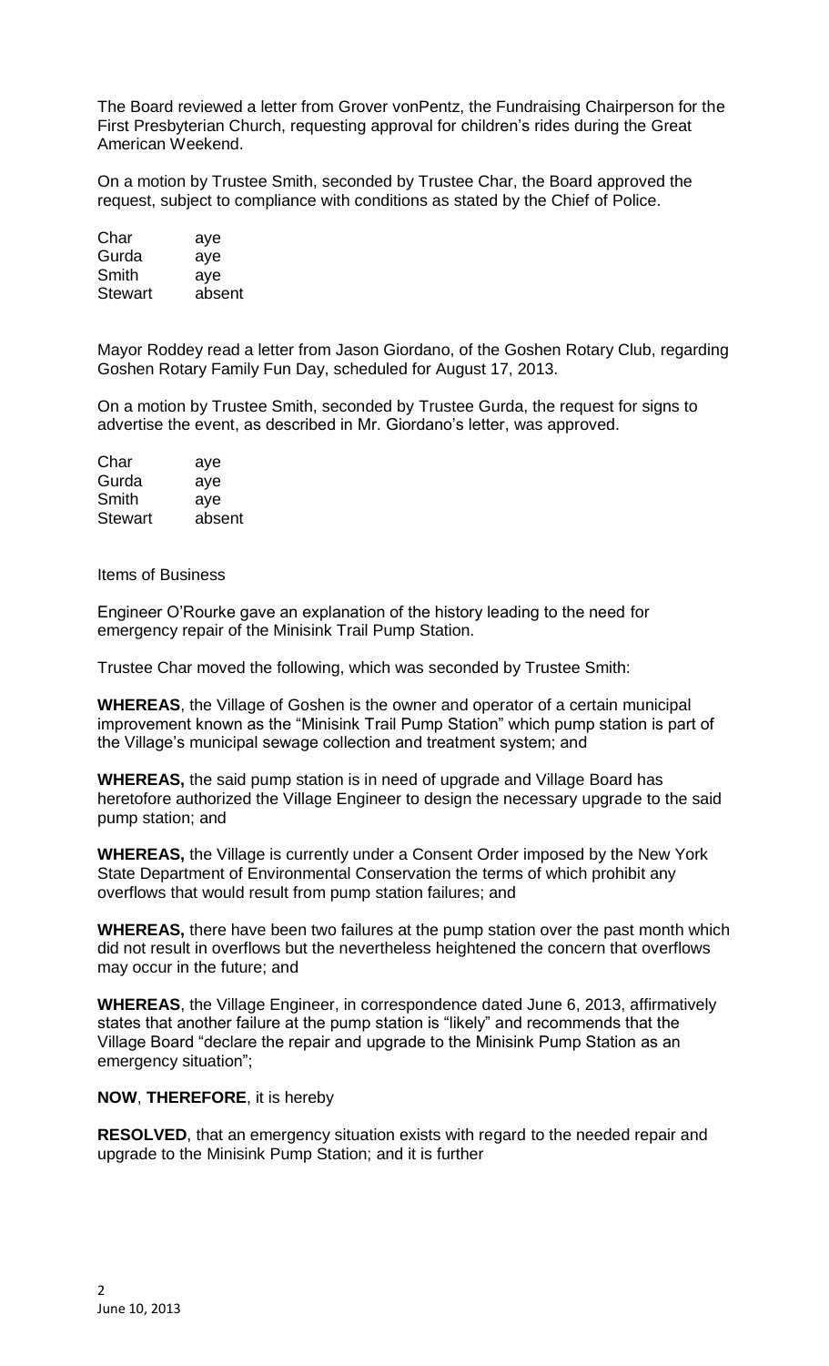The Board reviewed a letter from Grover vonPentz, the Fundraising Chairperson for the First Presbyterian Church, requesting approval for children's rides during the Great American Weekend.

On a motion by Trustee Smith, seconded by Trustee Char, the Board approved the request, subject to compliance with conditions as stated by the Chief of Police.

| | |
|---|---|
| Char | aye |
| Gurda | aye |
| Smith | aye |
| Stewart | absent |

Mayor Roddey read a letter from Jason Giordano, of the Goshen Rotary Club, regarding Goshen Rotary Family Fun Day, scheduled for August 17, 2013.

On a motion by Trustee Smith, seconded by Trustee Gurda, the request for signs to advertise the event, as described in Mr. Giordano's letter, was approved.

| | |
|---|---|
| Char | aye |
| Gurda | aye |
| Smith | aye |
| Stewart | absent |

Items of Business

Engineer O'Rourke gave an explanation of the history leading to the need for emergency repair of the Minisink Trail Pump Station.

Trustee Char moved the following, which was seconded by Trustee Smith:

**WHEREAS**, the Village of Goshen is the owner and operator of a certain municipal improvement known as the "Minisink Trail Pump Station" which pump station is part of the Village's municipal sewage collection and treatment system; and

**WHEREAS,** the said pump station is in need of upgrade and Village Board has heretofore authorized the Village Engineer to design the necessary upgrade to the said pump station; and

**WHEREAS,** the Village is currently under a Consent Order imposed by the New York State Department of Environmental Conservation the terms of which prohibit any overflows that would result from pump station failures; and

**WHEREAS,** there have been two failures at the pump station over the past month which did not result in overflows but the nevertheless heightened the concern that overflows may occur in the future; and

**WHEREAS**, the Village Engineer, in correspondence dated June 6, 2013, affirmatively states that another failure at the pump station is "likely" and recommends that the Village Board "declare the repair and upgrade to the Minisink Pump Station as an emergency situation";

**NOW**, **THEREFORE**, it is hereby

**RESOLVED**, that an emergency situation exists with regard to the needed repair and upgrade to the Minisink Pump Station; and it is further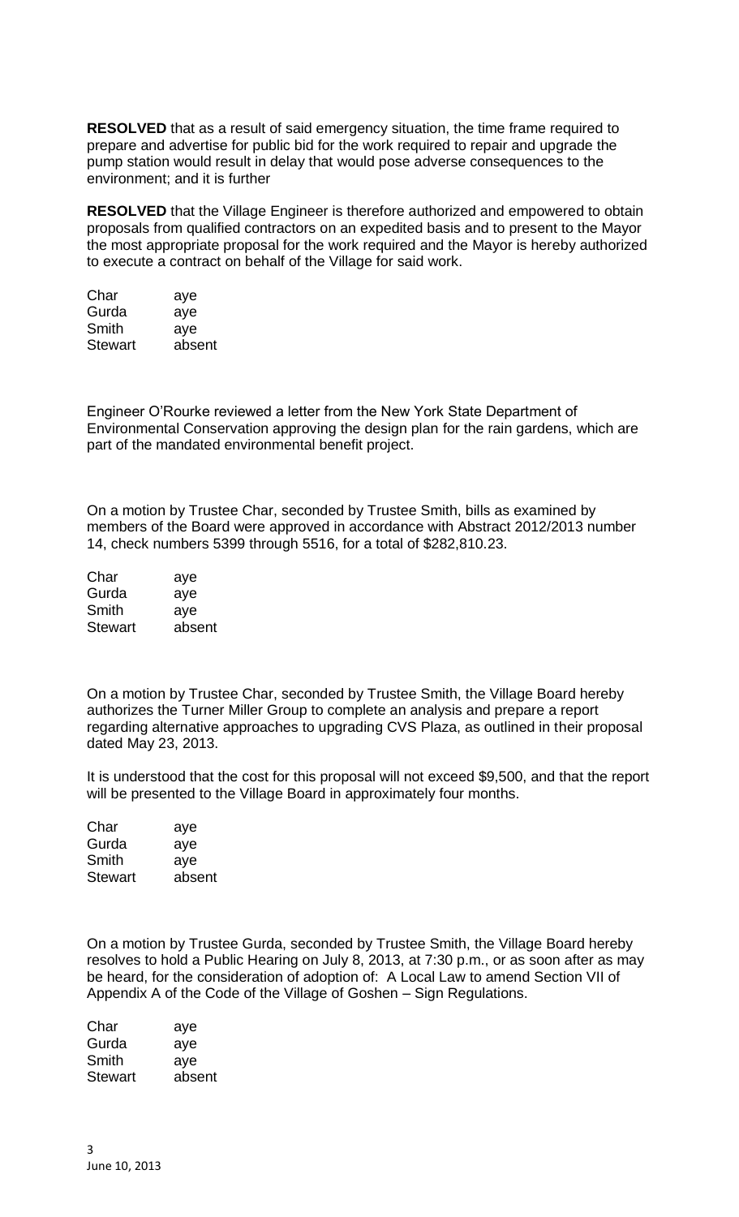**RESOLVED** that as a result of said emergency situation, the time frame required to prepare and advertise for public bid for the work required to repair and upgrade the pump station would result in delay that would pose adverse consequences to the environment; and it is further

**RESOLVED** that the Village Engineer is therefore authorized and empowered to obtain proposals from qualified contractors on an expedited basis and to present to the Mayor the most appropriate proposal for the work required and the Mayor is hereby authorized to execute a contract on behalf of the Village for said work.

| | |
|---|---|
| Char | aye |
| Gurda | aye |
| Smith | aye |
| Stewart | absent |

Engineer O'Rourke reviewed a letter from the New York State Department of Environmental Conservation approving the design plan for the rain gardens, which are part of the mandated environmental benefit project.

On a motion by Trustee Char, seconded by Trustee Smith, bills as examined by members of the Board were approved in accordance with Abstract 2012/2013 number 14, check numbers 5399 through 5516, for a total of $282,810.23.

| | |
|---|---|
| Char | aye |
| Gurda | aye |
| Smith | aye |
| Stewart | absent |

On a motion by Trustee Char, seconded by Trustee Smith, the Village Board hereby authorizes the Turner Miller Group to complete an analysis and prepare a report regarding alternative approaches to upgrading CVS Plaza, as outlined in their proposal dated May 23, 2013.

It is understood that the cost for this proposal will not exceed $9,500, and that the report will be presented to the Village Board in approximately four months.

| | |
|---|---|
| Char | aye |
| Gurda | aye |
| Smith | aye |
| Stewart | absent |

On a motion by Trustee Gurda, seconded by Trustee Smith, the Village Board hereby resolves to hold a Public Hearing on July 8, 2013, at 7:30 p.m., or as soon after as may be heard, for the consideration of adoption of: A Local Law to amend Section VII of Appendix A of the Code of the Village of Goshen – Sign Regulations.

| | |
|---|---|
| Char | aye |
| Gurda | aye |
| Smith | aye |
| Stewart | absent |

June 10, 2013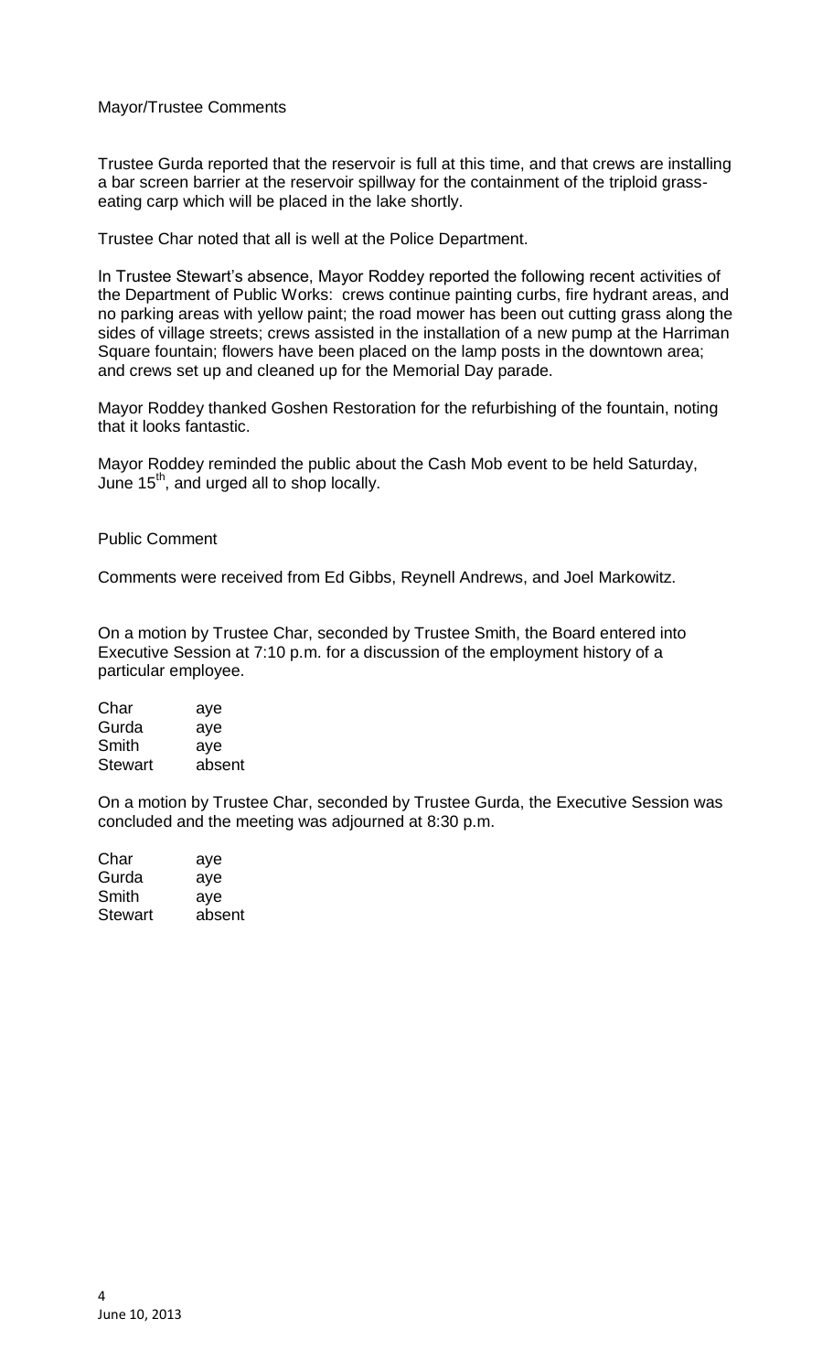Mayor/Trustee Comments

Trustee Gurda reported that the reservoir is full at this time, and that crews are installing a bar screen barrier at the reservoir spillway for the containment of the triploid grass-eating carp which will be placed in the lake shortly.

Trustee Char noted that all is well at the Police Department.

In Trustee Stewart's absence, Mayor Roddey reported the following recent activities of the Department of Public Works: crews continue painting curbs, fire hydrant areas, and no parking areas with yellow paint; the road mower has been out cutting grass along the sides of village streets; crews assisted in the installation of a new pump at the Harriman Square fountain; flowers have been placed on the lamp posts in the downtown area; and crews set up and cleaned up for the Memorial Day parade.

Mayor Roddey thanked Goshen Restoration for the refurbishing of the fountain, noting that it looks fantastic.

Mayor Roddey reminded the public about the Cash Mob event to be held Saturday, June 15th, and urged all to shop locally.

Public Comment

Comments were received from Ed Gibbs, Reynell Andrews, and Joel Markowitz.

On a motion by Trustee Char, seconded by Trustee Smith, the Board entered into Executive Session at 7:10 p.m. for a discussion of the employment history of a particular employee.

| | |
|---|---|
| Char | aye |
| Gurda | aye |
| Smith | aye |
| Stewart | absent |

On a motion by Trustee Char, seconded by Trustee Gurda, the Executive Session was concluded and the meeting was adjourned at 8:30 p.m.

| | |
|---|---|
| Char | aye |
| Gurda | aye |
| Smith | aye |
| Stewart | absent |